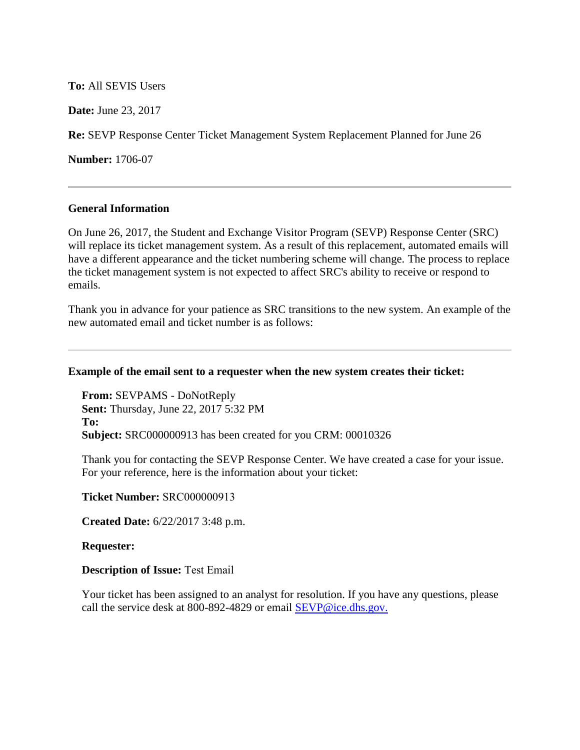**To:** All SEVIS Users

**Date:** June 23, 2017

**Re:** SEVP Response Center Ticket Management System Replacement Planned for June 26

**Number:** 1706-07

---

### General Information

On June 26, 2017, the Student and Exchange Visitor Program (SEVP) Response Center (SRC) will replace its ticket management system. As a result of this replacement, automated emails will have a different appearance and the ticket numbering scheme will change. The process to replace the ticket management system is not expected to affect SRC's ability to receive or respond to emails.

Thank you in advance for your patience as SRC transitions to the new system. An example of the new automated email and ticket number is as follows:

---

**Example of the email sent to a requester when the new system creates their ticket:**

> **From:** SEVPAMS - DoNotReply
> **Sent:** Thursday, June 22, 2017 5:32 PM
> **To:**
> **Subject:** SRC000000913 has been created for you CRM: 00010326
>
> Thank you for contacting the SEVP Response Center. We have created a case for your issue. For your reference, here is the information about your ticket:
>
> **Ticket Number:** SRC000000913
>
> **Created Date:** 6/22/2017 3:48 p.m.
>
> **Requester:**
>
> **Description of Issue:** Test Email
>
> Your ticket has been assigned to an analyst for resolution. If you have any questions, please call the service desk at 800-892-4829 or email SEVP@ice.dhs.gov.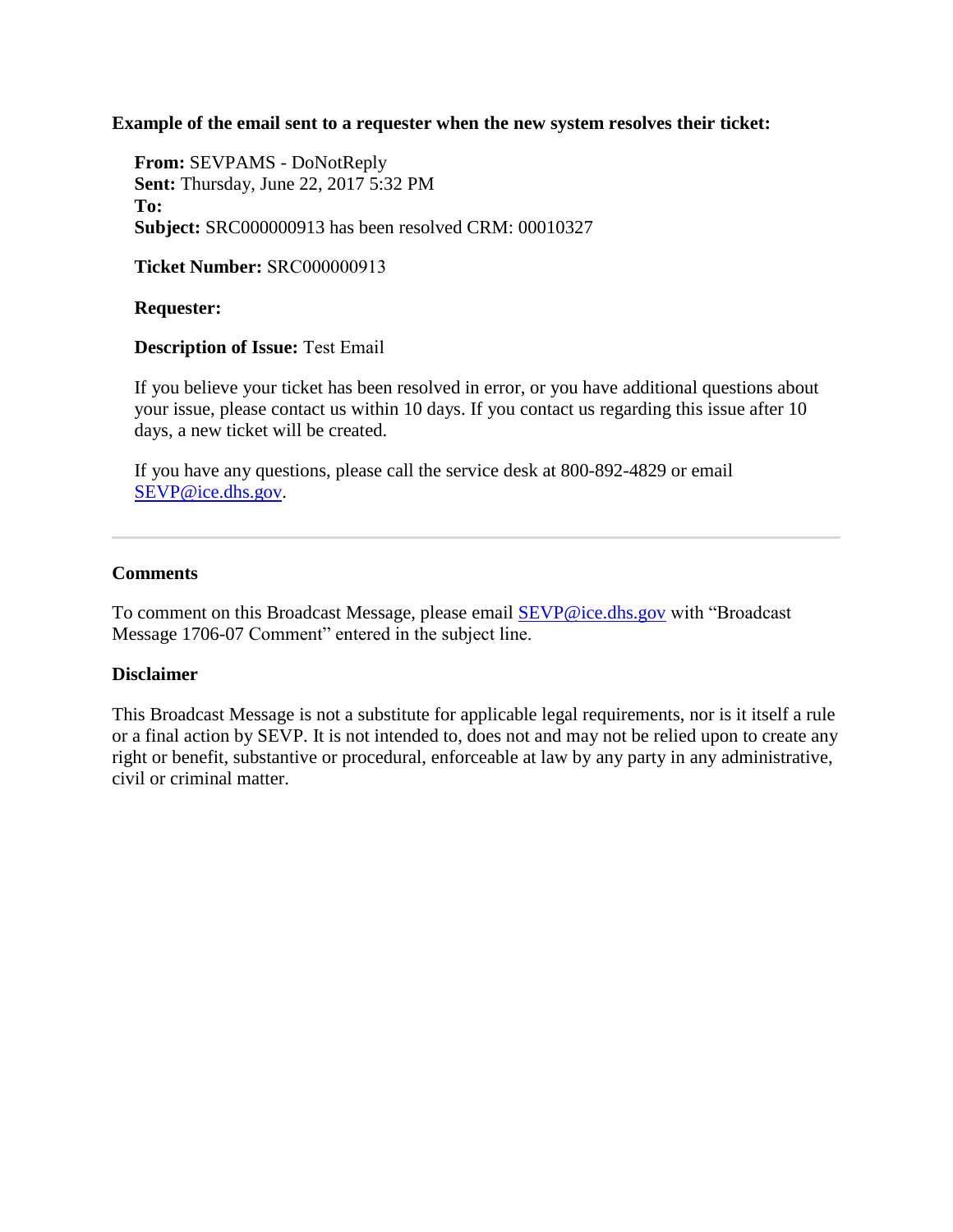**Example of the email sent to a requester when the new system resolves their ticket:**

> **From:** SEVPAMS - DoNotReply
> **Sent:** Thursday, June 22, 2017 5:32 PM
> **To:**
> **Subject:** SRC000000913 has been resolved CRM: 00010327
>
> **Ticket Number:** SRC000000913
>
> **Requester:**
>
> **Description of Issue:** Test Email
>
> If you believe your ticket has been resolved in error, or you have additional questions about your issue, please contact us within 10 days. If you contact us regarding this issue after 10 days, a new ticket will be created.
>
> If you have any questions, please call the service desk at 800-892-4829 or email SEVP@ice.dhs.gov.

---

### Comments

To comment on this Broadcast Message, please email SEVP@ice.dhs.gov with "Broadcast Message 1706-07 Comment" entered in the subject line.

### Disclaimer

This Broadcast Message is not a substitute for applicable legal requirements, nor is it itself a rule or a final action by SEVP. It is not intended to, does not and may not be relied upon to create any right or benefit, substantive or procedural, enforceable at law by any party in any administrative, civil or criminal matter.